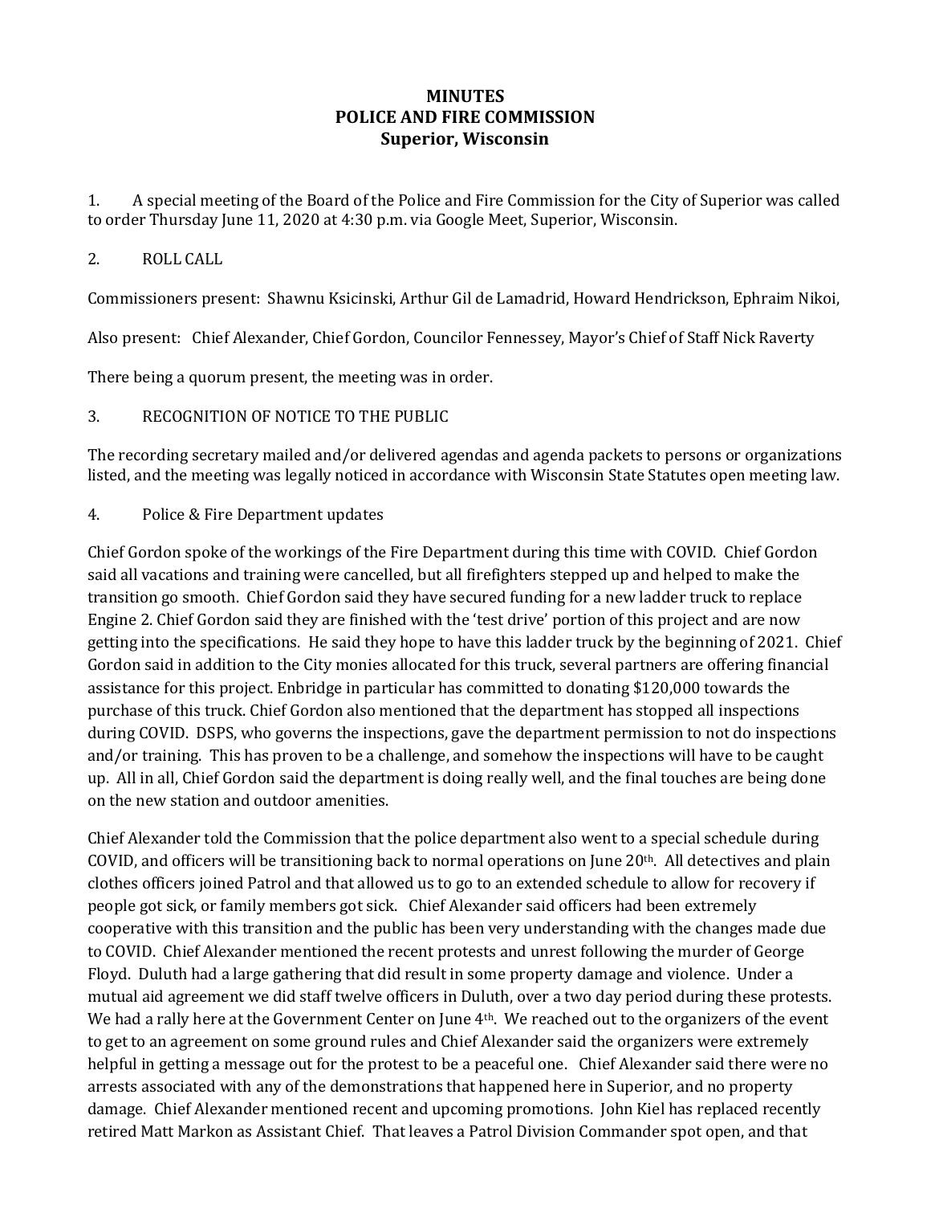**MINUTES**
**POLICE AND FIRE COMMISSION**
**Superior, Wisconsin**

1. A special meeting of the Board of the Police and Fire Commission for the City of Superior was called to order Thursday June 11, 2020 at 4:30 p.m. via Google Meet, Superior, Wisconsin.

2. ROLL CALL

Commissioners present: Shawnu Ksicinski, Arthur Gil de Lamadrid, Howard Hendrickson, Ephraim Nikoi,

Also present: Chief Alexander, Chief Gordon, Councilor Fennessey, Mayor's Chief of Staff Nick Raverty

There being a quorum present, the meeting was in order.

3. RECOGNITION OF NOTICE TO THE PUBLIC

The recording secretary mailed and/or delivered agendas and agenda packets to persons or organizations listed, and the meeting was legally noticed in accordance with Wisconsin State Statutes open meeting law.

4. Police & Fire Department updates

Chief Gordon spoke of the workings of the Fire Department during this time with COVID. Chief Gordon said all vacations and training were cancelled, but all firefighters stepped up and helped to make the transition go smooth. Chief Gordon said they have secured funding for a new ladder truck to replace Engine 2. Chief Gordon said they are finished with the 'test drive' portion of this project and are now getting into the specifications. He said they hope to have this ladder truck by the beginning of 2021. Chief Gordon said in addition to the City monies allocated for this truck, several partners are offering financial assistance for this project. Enbridge in particular has committed to donating $120,000 towards the purchase of this truck. Chief Gordon also mentioned that the department has stopped all inspections during COVID. DSPS, who governs the inspections, gave the department permission to not do inspections and/or training. This has proven to be a challenge, and somehow the inspections will have to be caught up. All in all, Chief Gordon said the department is doing really well, and the final touches are being done on the new station and outdoor amenities.

Chief Alexander told the Commission that the police department also went to a special schedule during COVID, and officers will be transitioning back to normal operations on June 20th. All detectives and plain clothes officers joined Patrol and that allowed us to go to an extended schedule to allow for recovery if people got sick, or family members got sick. Chief Alexander said officers had been extremely cooperative with this transition and the public has been very understanding with the changes made due to COVID. Chief Alexander mentioned the recent protests and unrest following the murder of George Floyd. Duluth had a large gathering that did result in some property damage and violence. Under a mutual aid agreement we did staff twelve officers in Duluth, over a two day period during these protests. We had a rally here at the Government Center on June 4th. We reached out to the organizers of the event to get to an agreement on some ground rules and Chief Alexander said the organizers were extremely helpful in getting a message out for the protest to be a peaceful one. Chief Alexander said there were no arrests associated with any of the demonstrations that happened here in Superior, and no property damage. Chief Alexander mentioned recent and upcoming promotions. John Kiel has replaced recently retired Matt Markon as Assistant Chief. That leaves a Patrol Division Commander spot open, and that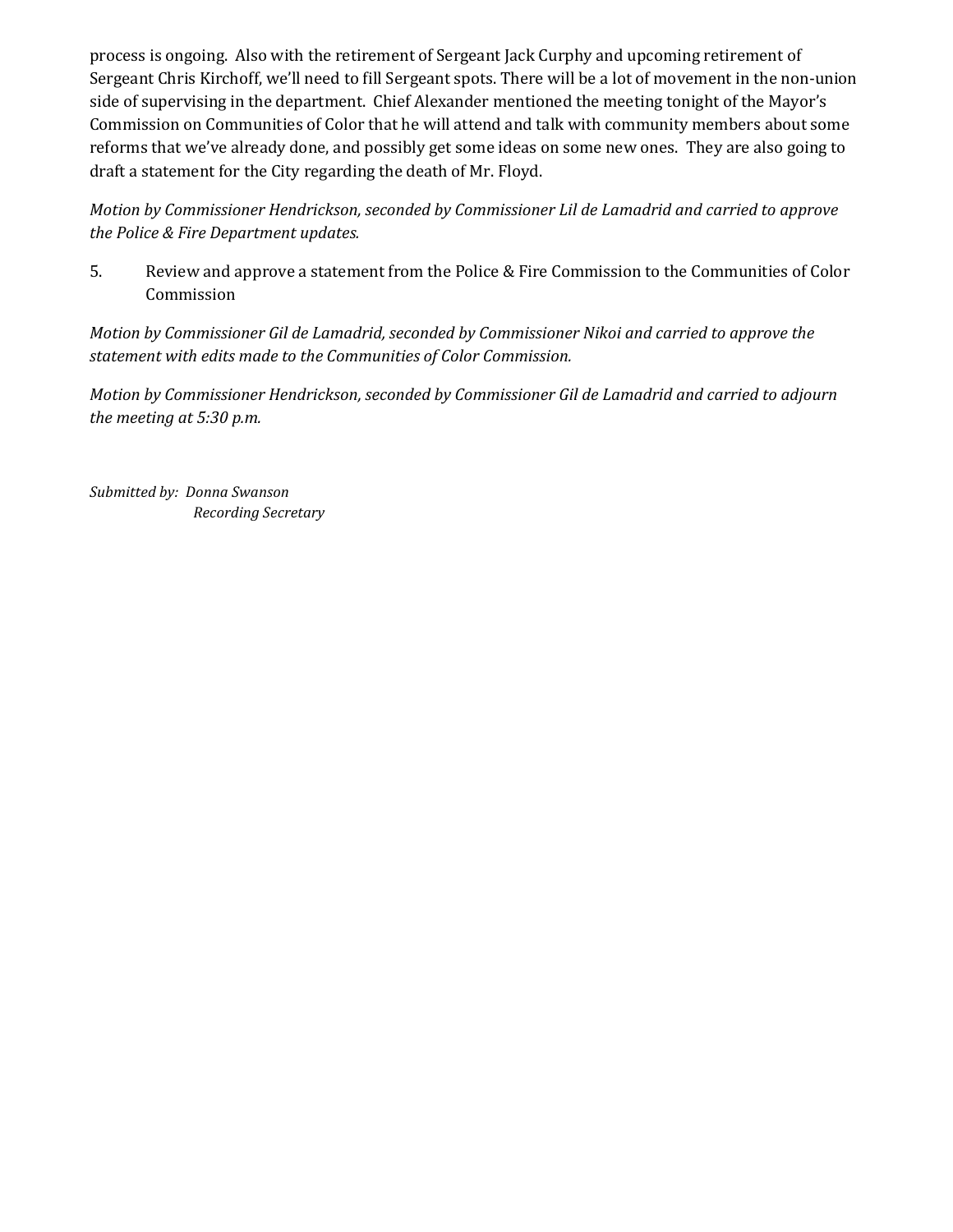process is ongoing. Also with the retirement of Sergeant Jack Curphy and upcoming retirement of Sergeant Chris Kirchoff, we'll need to fill Sergeant spots. There will be a lot of movement in the non-union side of supervising in the department. Chief Alexander mentioned the meeting tonight of the Mayor's Commission on Communities of Color that he will attend and talk with community members about some reforms that we've already done, and possibly get some ideas on some new ones. They are also going to draft a statement for the City regarding the death of Mr. Floyd.

*Motion by Commissioner Hendrickson, seconded by Commissioner Lil de Lamadrid and carried to approve the Police & Fire Department updates.*

5. Review and approve a statement from the Police & Fire Commission to the Communities of Color Commission

*Motion by Commissioner Gil de Lamadrid, seconded by Commissioner Nikoi and carried to approve the statement with edits made to the Communities of Color Commission.*

*Motion by Commissioner Hendrickson, seconded by Commissioner Gil de Lamadrid and carried to adjourn the meeting at 5:30 p.m.*

*Submitted by: Donna Swanson*
*Recording Secretary*